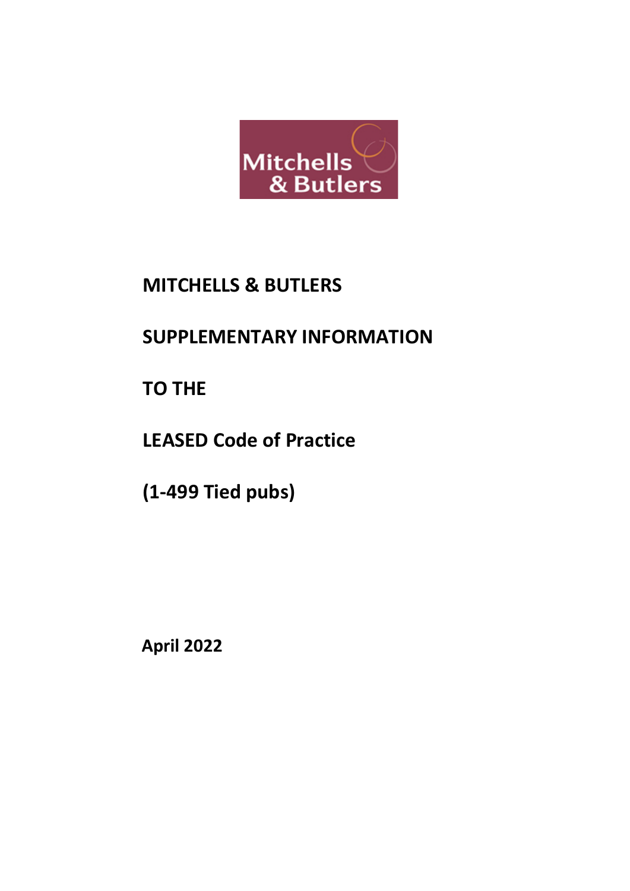Mitchells & Butlers

# MITCHELLS & BUTLERS

# SUPPLEMENTARY INFORMATION

# TO THE

# LEASED Code of Practice

# (1-499 Tied pubs)

**April 2022**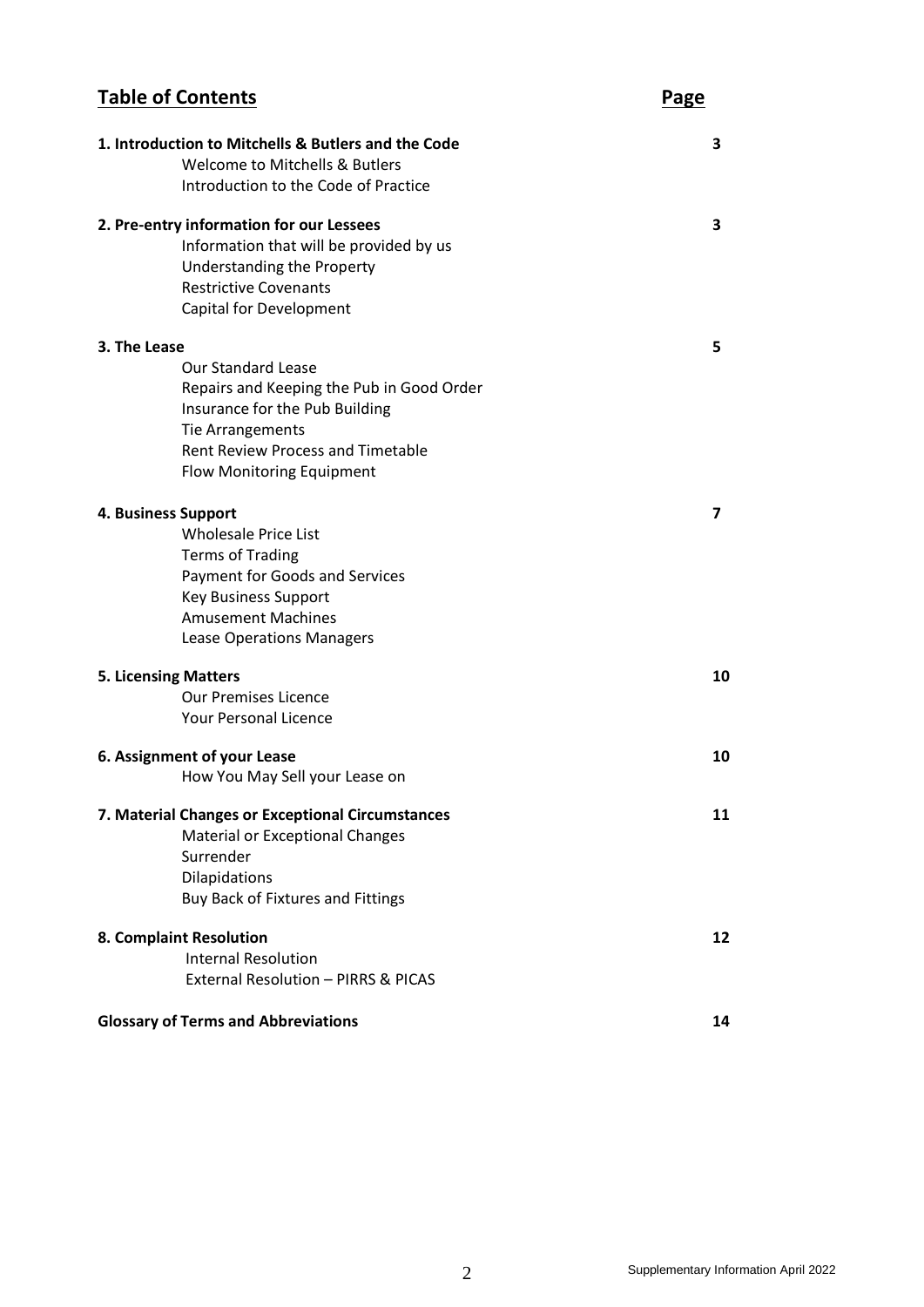## Table of Contents

| | Page |
|---|---|
| **1. Introduction to Mitchells & Butlers and the Code** | **3** |
| Welcome to Mitchells & Butlers | |
| Introduction to the Code of Practice | |
| **2. Pre-entry information for our Lessees** | **3** |
| Information that will be provided by us | |
| Understanding the Property | |
| Restrictive Covenants | |
| Capital for Development | |
| **3. The Lease** | **5** |
| Our Standard Lease | |
| Repairs and Keeping the Pub in Good Order | |
| Insurance for the Pub Building | |
| Tie Arrangements | |
| Rent Review Process and Timetable | |
| Flow Monitoring Equipment | |
| **4. Business Support** | **7** |
| Wholesale Price List | |
| Terms of Trading | |
| Payment for Goods and Services | |
| Key Business Support | |
| Amusement Machines | |
| Lease Operations Managers | |
| **5. Licensing Matters** | **10** |
| Our Premises Licence | |
| Your Personal Licence | |
| **6. Assignment of your Lease** | **10** |
| How You May Sell your Lease on | |
| **7. Material Changes or Exceptional Circumstances** | **11** |
| Material or Exceptional Changes | |
| Surrender | |
| Dilapidations | |
| Buy Back of Fixtures and Fittings | |
| **8. Complaint Resolution** | **12** |
| Internal Resolution | |
| External Resolution – PIRRS & PICAS | |
| **Glossary of Terms and Abbreviations** | **14** |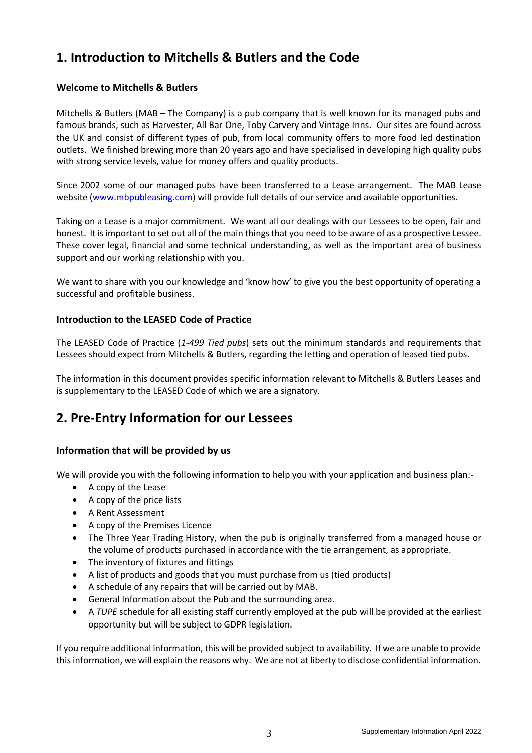# 1. Introduction to Mitchells & Butlers and the Code

### Welcome to Mitchells & Butlers

Mitchells & Butlers (MAB – The Company) is a pub company that is well known for its managed pubs and famous brands, such as Harvester, All Bar One, Toby Carvery and Vintage Inns. Our sites are found across the UK and consist of different types of pub, from local community offers to more food led destination outlets. We finished brewing more than 20 years ago and have specialised in developing high quality pubs with strong service levels, value for money offers and quality products.

Since 2002 some of our managed pubs have been transferred to a Lease arrangement. The MAB Lease website ([www.mbpubleasing.com](www.mbpubleasing.com)) will provide full details of our service and available opportunities.

Taking on a Lease is a major commitment. We want all our dealings with our Lessees to be open, fair and honest. It is important to set out all of the main things that you need to be aware of as a prospective Lessee. These cover legal, financial and some technical understanding, as well as the important area of business support and our working relationship with you.

We want to share with you our knowledge and 'know how' to give you the best opportunity of operating a successful and profitable business.

### Introduction to the LEASED Code of Practice

The LEASED Code of Practice (*1-499 Tied pubs*) sets out the minimum standards and requirements that Lessees should expect from Mitchells & Butlers, regarding the letting and operation of leased tied pubs.

The information in this document provides specific information relevant to Mitchells & Butlers Leases and is supplementary to the LEASED Code of which we are a signatory.

# 2. Pre-Entry Information for our Lessees

### Information that will be provided by us

We will provide you with the following information to help you with your application and business plan:-

- A copy of the Lease
- A copy of the price lists
- A Rent Assessment
- A copy of the Premises Licence
- The Three Year Trading History, when the pub is originally transferred from a managed house or the volume of products purchased in accordance with the tie arrangement, as appropriate.
- The inventory of fixtures and fittings
- A list of products and goods that you must purchase from us (tied products)
- A schedule of any repairs that will be carried out by MAB.
- General Information about the Pub and the surrounding area.
- A *TUPE* schedule for all existing staff currently employed at the pub will be provided at the earliest opportunity but will be subject to GDPR legislation.

If you require additional information, this will be provided subject to availability. If we are unable to provide this information, we will explain the reasons why. We are not at liberty to disclose confidential information.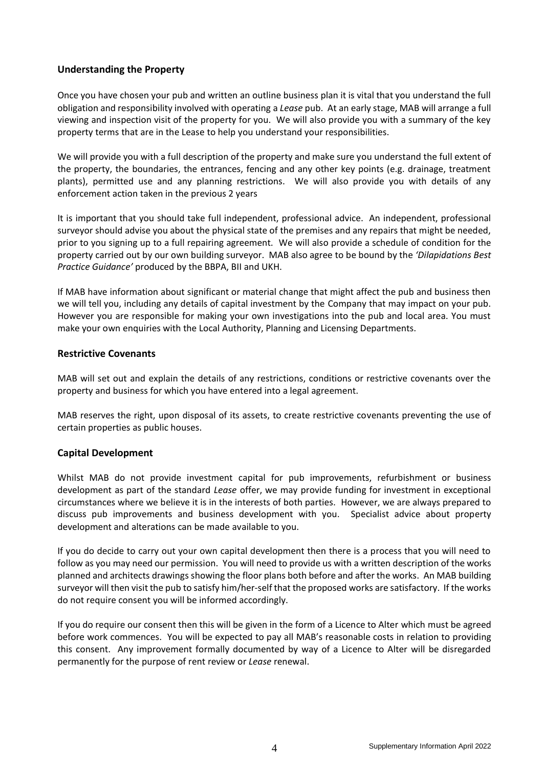## Understanding the Property

Once you have chosen your pub and written an outline business plan it is vital that you understand the full obligation and responsibility involved with operating a *Lease* pub. At an early stage, MAB will arrange a full viewing and inspection visit of the property for you. We will also provide you with a summary of the key property terms that are in the Lease to help you understand your responsibilities.

We will provide you with a full description of the property and make sure you understand the full extent of the property, the boundaries, the entrances, fencing and any other key points (e.g. drainage, treatment plants), permitted use and any planning restrictions. We will also provide you with details of any enforcement action taken in the previous 2 years

It is important that you should take full independent, professional advice. An independent, professional surveyor should advise you about the physical state of the premises and any repairs that might be needed, prior to you signing up to a full repairing agreement. We will also provide a schedule of condition for the property carried out by our own building surveyor. MAB also agree to be bound by the *'Dilapidations Best Practice Guidance'* produced by the BBPA, BII and UKH.

If MAB have information about significant or material change that might affect the pub and business then we will tell you, including any details of capital investment by the Company that may impact on your pub. However you are responsible for making your own investigations into the pub and local area. You must make your own enquiries with the Local Authority, Planning and Licensing Departments.

## Restrictive Covenants

MAB will set out and explain the details of any restrictions, conditions or restrictive covenants over the property and business for which you have entered into a legal agreement.

MAB reserves the right, upon disposal of its assets, to create restrictive covenants preventing the use of certain properties as public houses.

## Capital Development

Whilst MAB do not provide investment capital for pub improvements, refurbishment or business development as part of the standard *Lease* offer, we may provide funding for investment in exceptional circumstances where we believe it is in the interests of both parties. However, we are always prepared to discuss pub improvements and business development with you. Specialist advice about property development and alterations can be made available to you.

If you do decide to carry out your own capital development then there is a process that you will need to follow as you may need our permission. You will need to provide us with a written description of the works planned and architects drawings showing the floor plans both before and after the works. An MAB building surveyor will then visit the pub to satisfy him/her-self that the proposed works are satisfactory. If the works do not require consent you will be informed accordingly.

If you do require our consent then this will be given in the form of a Licence to Alter which must be agreed before work commences. You will be expected to pay all MAB's reasonable costs in relation to providing this consent. Any improvement formally documented by way of a Licence to Alter will be disregarded permanently for the purpose of rent review or *Lease* renewal.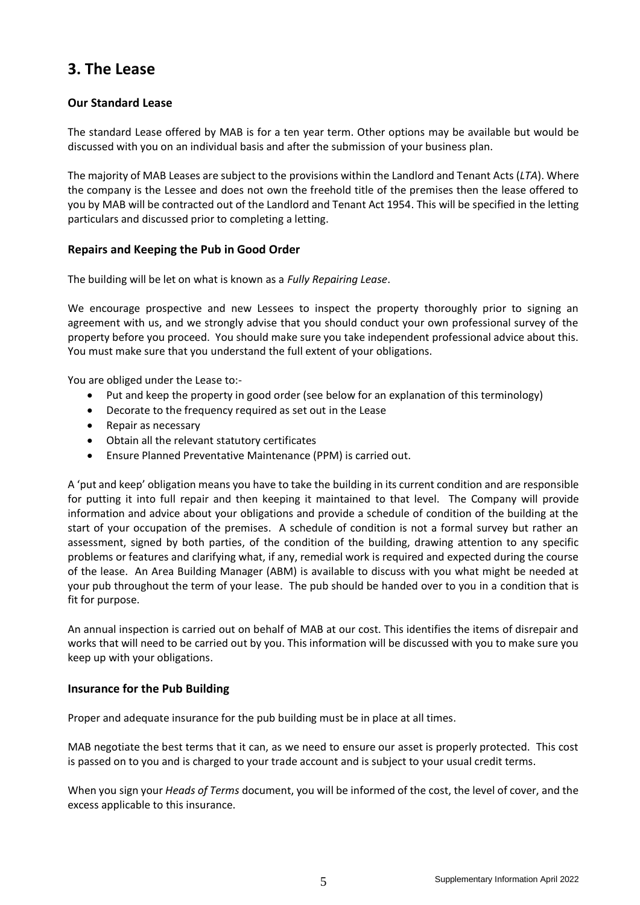# 3. The Lease

### Our Standard Lease

The standard Lease offered by MAB is for a ten year term. Other options may be available but would be discussed with you on an individual basis and after the submission of your business plan.

The majority of MAB Leases are subject to the provisions within the Landlord and Tenant Acts (*LTA*). Where the company is the Lessee and does not own the freehold title of the premises then the lease offered to you by MAB will be contracted out of the Landlord and Tenant Act 1954. This will be specified in the letting particulars and discussed prior to completing a letting.

### Repairs and Keeping the Pub in Good Order

The building will be let on what is known as a *Fully Repairing Lease*.

We encourage prospective and new Lessees to inspect the property thoroughly prior to signing an agreement with us, and we strongly advise that you should conduct your own professional survey of the property before you proceed. You should make sure you take independent professional advice about this. You must make sure that you understand the full extent of your obligations.

You are obliged under the Lease to:-

- Put and keep the property in good order (see below for an explanation of this terminology)
- Decorate to the frequency required as set out in the Lease
- Repair as necessary
- Obtain all the relevant statutory certificates
- Ensure Planned Preventative Maintenance (PPM) is carried out.

A 'put and keep' obligation means you have to take the building in its current condition and are responsible for putting it into full repair and then keeping it maintained to that level. The Company will provide information and advice about your obligations and provide a schedule of condition of the building at the start of your occupation of the premises. A schedule of condition is not a formal survey but rather an assessment, signed by both parties, of the condition of the building, drawing attention to any specific problems or features and clarifying what, if any, remedial work is required and expected during the course of the lease. An Area Building Manager (ABM) is available to discuss with you what might be needed at your pub throughout the term of your lease. The pub should be handed over to you in a condition that is fit for purpose.

An annual inspection is carried out on behalf of MAB at our cost. This identifies the items of disrepair and works that will need to be carried out by you. This information will be discussed with you to make sure you keep up with your obligations.

### Insurance for the Pub Building

Proper and adequate insurance for the pub building must be in place at all times.

MAB negotiate the best terms that it can, as we need to ensure our asset is properly protected. This cost is passed on to you and is charged to your trade account and is subject to your usual credit terms.

When you sign your *Heads of Terms* document, you will be informed of the cost, the level of cover, and the excess applicable to this insurance.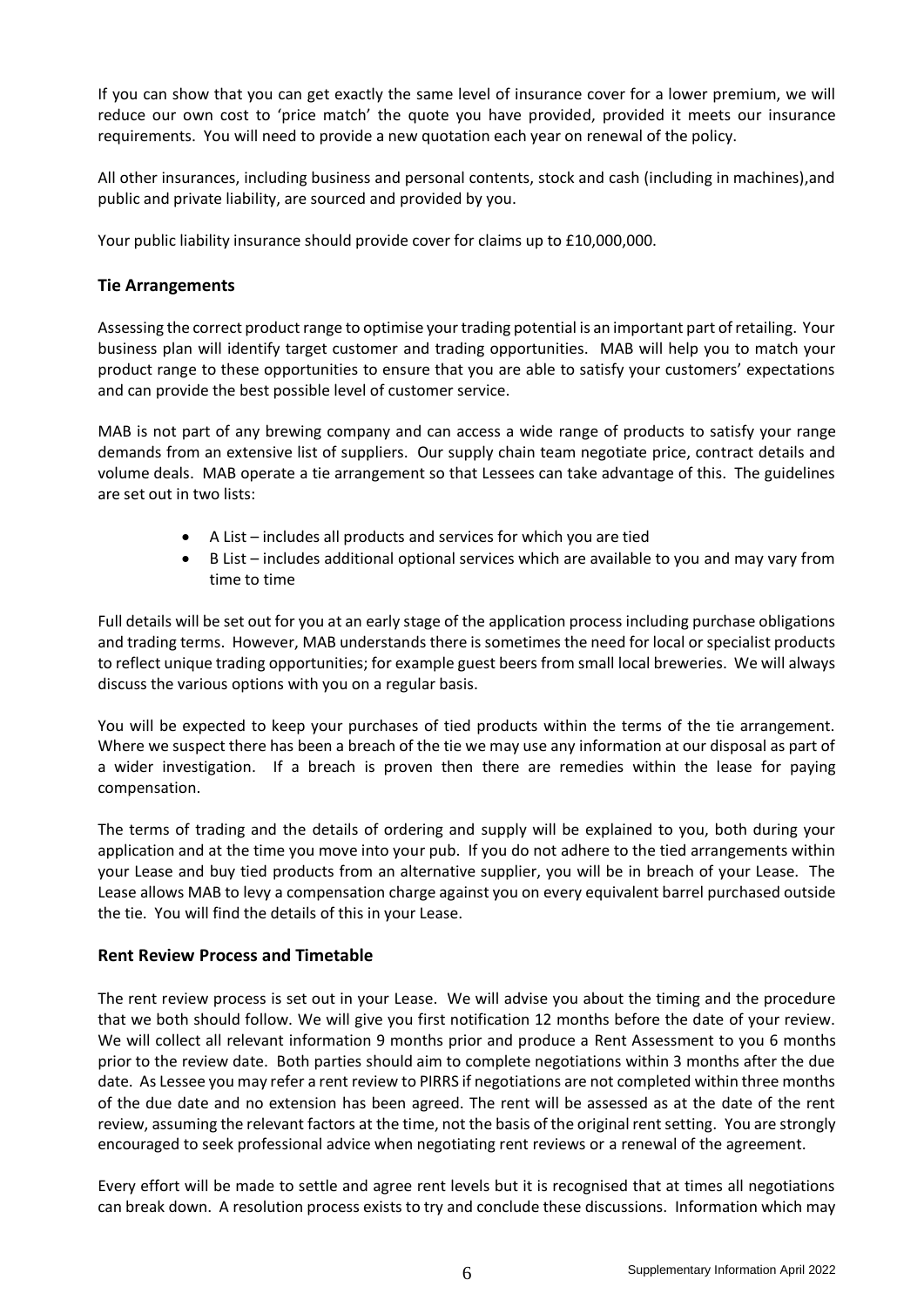If you can show that you can get exactly the same level of insurance cover for a lower premium, we will reduce our own cost to 'price match' the quote you have provided, provided it meets our insurance requirements. You will need to provide a new quotation each year on renewal of the policy.

All other insurances, including business and personal contents, stock and cash (including in machines),and public and private liability, are sourced and provided by you.

Your public liability insurance should provide cover for claims up to £10,000,000.

## Tie Arrangements

Assessing the correct product range to optimise your trading potential is an important part of retailing. Your business plan will identify target customer and trading opportunities. MAB will help you to match your product range to these opportunities to ensure that you are able to satisfy your customers' expectations and can provide the best possible level of customer service.

MAB is not part of any brewing company and can access a wide range of products to satisfy your range demands from an extensive list of suppliers. Our supply chain team negotiate price, contract details and volume deals. MAB operate a tie arrangement so that Lessees can take advantage of this. The guidelines are set out in two lists:

- A List – includes all products and services for which you are tied
- B List – includes additional optional services which are available to you and may vary from time to time

Full details will be set out for you at an early stage of the application process including purchase obligations and trading terms. However, MAB understands there is sometimes the need for local or specialist products to reflect unique trading opportunities; for example guest beers from small local breweries. We will always discuss the various options with you on a regular basis.

You will be expected to keep your purchases of tied products within the terms of the tie arrangement. Where we suspect there has been a breach of the tie we may use any information at our disposal as part of a wider investigation. If a breach is proven then there are remedies within the lease for paying compensation.

The terms of trading and the details of ordering and supply will be explained to you, both during your application and at the time you move into your pub. If you do not adhere to the tied arrangements within your Lease and buy tied products from an alternative supplier, you will be in breach of your Lease. The Lease allows MAB to levy a compensation charge against you on every equivalent barrel purchased outside the tie. You will find the details of this in your Lease.

## Rent Review Process and Timetable

The rent review process is set out in your Lease. We will advise you about the timing and the procedure that we both should follow. We will give you first notification 12 months before the date of your review. We will collect all relevant information 9 months prior and produce a Rent Assessment to you 6 months prior to the review date. Both parties should aim to complete negotiations within 3 months after the due date. As Lessee you may refer a rent review to PIRRS if negotiations are not completed within three months of the due date and no extension has been agreed. The rent will be assessed as at the date of the rent review, assuming the relevant factors at the time, not the basis of the original rent setting. You are strongly encouraged to seek professional advice when negotiating rent reviews or a renewal of the agreement.

Every effort will be made to settle and agree rent levels but it is recognised that at times all negotiations can break down. A resolution process exists to try and conclude these discussions. Information which may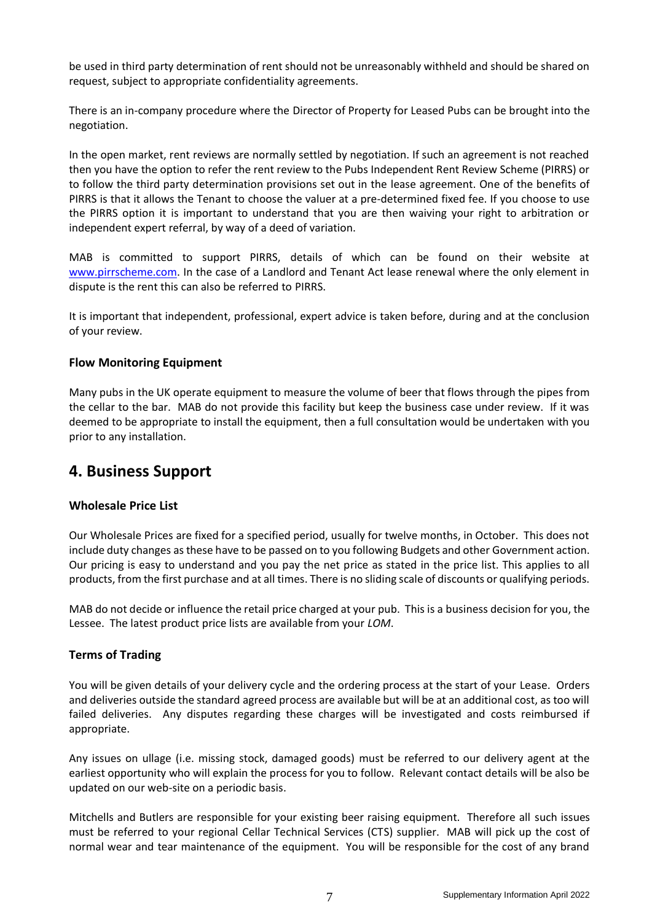be used in third party determination of rent should not be unreasonably withheld and should be shared on request, subject to appropriate confidentiality agreements.

There is an in-company procedure where the Director of Property for Leased Pubs can be brought into the negotiation.

In the open market, rent reviews are normally settled by negotiation. If such an agreement is not reached then you have the option to refer the rent review to the Pubs Independent Rent Review Scheme (PIRRS) or to follow the third party determination provisions set out in the lease agreement. One of the benefits of PIRRS is that it allows the Tenant to choose the valuer at a pre-determined fixed fee. If you choose to use the PIRRS option it is important to understand that you are then waiving your right to arbitration or independent expert referral, by way of a deed of variation.

MAB is committed to support PIRRS, details of which can be found on their website at www.pirrscheme.com. In the case of a Landlord and Tenant Act lease renewal where the only element in dispute is the rent this can also be referred to PIRRS.

It is important that independent, professional, expert advice is taken before, during and at the conclusion of your review.

### Flow Monitoring Equipment

Many pubs in the UK operate equipment to measure the volume of beer that flows through the pipes from the cellar to the bar. MAB do not provide this facility but keep the business case under review. If it was deemed to be appropriate to install the equipment, then a full consultation would be undertaken with you prior to any installation.

## 4. Business Support

### Wholesale Price List

Our Wholesale Prices are fixed for a specified period, usually for twelve months, in October. This does not include duty changes as these have to be passed on to you following Budgets and other Government action. Our pricing is easy to understand and you pay the net price as stated in the price list. This applies to all products, from the first purchase and at all times. There is no sliding scale of discounts or qualifying periods.

MAB do not decide or influence the retail price charged at your pub. This is a business decision for you, the Lessee. The latest product price lists are available from your *LOM*.

### Terms of Trading

You will be given details of your delivery cycle and the ordering process at the start of your Lease. Orders and deliveries outside the standard agreed process are available but will be at an additional cost, as too will failed deliveries. Any disputes regarding these charges will be investigated and costs reimbursed if appropriate.

Any issues on ullage (i.e. missing stock, damaged goods) must be referred to our delivery agent at the earliest opportunity who will explain the process for you to follow. Relevant contact details will be also be updated on our web-site on a periodic basis.

Mitchells and Butlers are responsible for your existing beer raising equipment. Therefore all such issues must be referred to your regional Cellar Technical Services (CTS) supplier. MAB will pick up the cost of normal wear and tear maintenance of the equipment. You will be responsible for the cost of any brand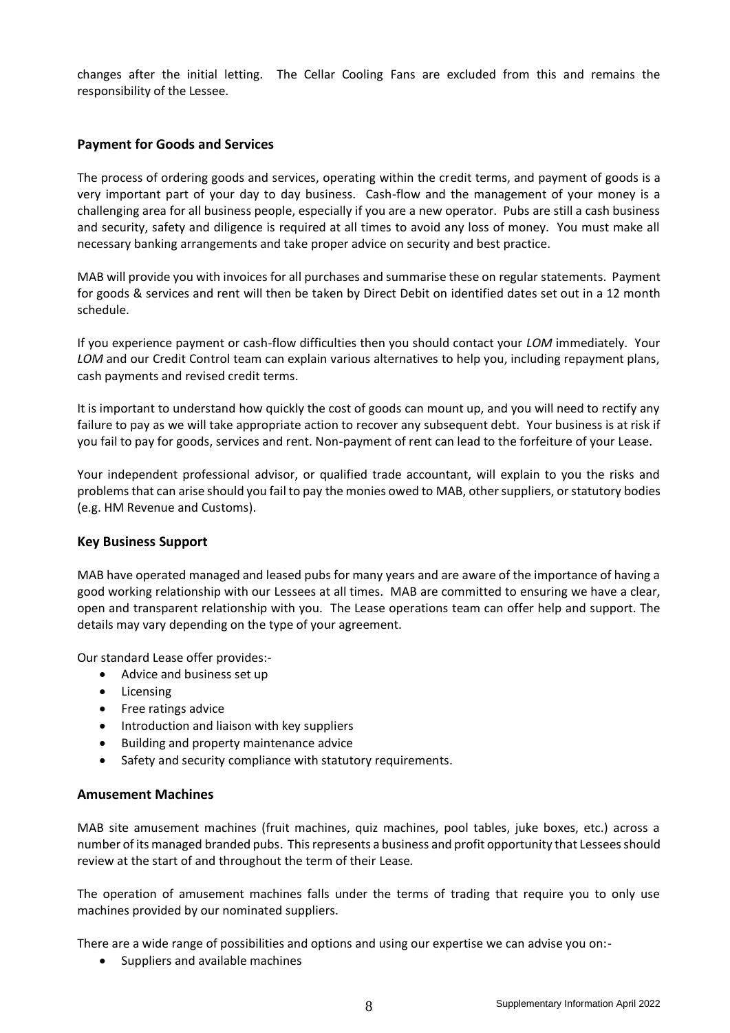changes after the initial letting. The Cellar Cooling Fans are excluded from this and remains the responsibility of the Lessee.

### Payment for Goods and Services

The process of ordering goods and services, operating within the credit terms, and payment of goods is a very important part of your day to day business. Cash-flow and the management of your money is a challenging area for all business people, especially if you are a new operator. Pubs are still a cash business and security, safety and diligence is required at all times to avoid any loss of money. You must make all necessary banking arrangements and take proper advice on security and best practice.

MAB will provide you with invoices for all purchases and summarise these on regular statements. Payment for goods & services and rent will then be taken by Direct Debit on identified dates set out in a 12 month schedule.

If you experience payment or cash-flow difficulties then you should contact your *LOM* immediately. Your *LOM* and our Credit Control team can explain various alternatives to help you, including repayment plans, cash payments and revised credit terms.

It is important to understand how quickly the cost of goods can mount up, and you will need to rectify any failure to pay as we will take appropriate action to recover any subsequent debt. Your business is at risk if you fail to pay for goods, services and rent. Non-payment of rent can lead to the forfeiture of your Lease.

Your independent professional advisor, or qualified trade accountant, will explain to you the risks and problems that can arise should you fail to pay the monies owed to MAB, other suppliers, or statutory bodies (e.g. HM Revenue and Customs).

### Key Business Support

MAB have operated managed and leased pubs for many years and are aware of the importance of having a good working relationship with our Lessees at all times. MAB are committed to ensuring we have a clear, open and transparent relationship with you. The Lease operations team can offer help and support. The details may vary depending on the type of your agreement.

Our standard Lease offer provides:-

- Advice and business set up
- Licensing
- Free ratings advice
- Introduction and liaison with key suppliers
- Building and property maintenance advice
- Safety and security compliance with statutory requirements.

### Amusement Machines

MAB site amusement machines (fruit machines, quiz machines, pool tables, juke boxes, etc.) across a number of its managed branded pubs. This represents a business and profit opportunity that Lessees should review at the start of and throughout the term of their Lease.

The operation of amusement machines falls under the terms of trading that require you to only use machines provided by our nominated suppliers.

There are a wide range of possibilities and options and using our expertise we can advise you on:-

- Suppliers and available machines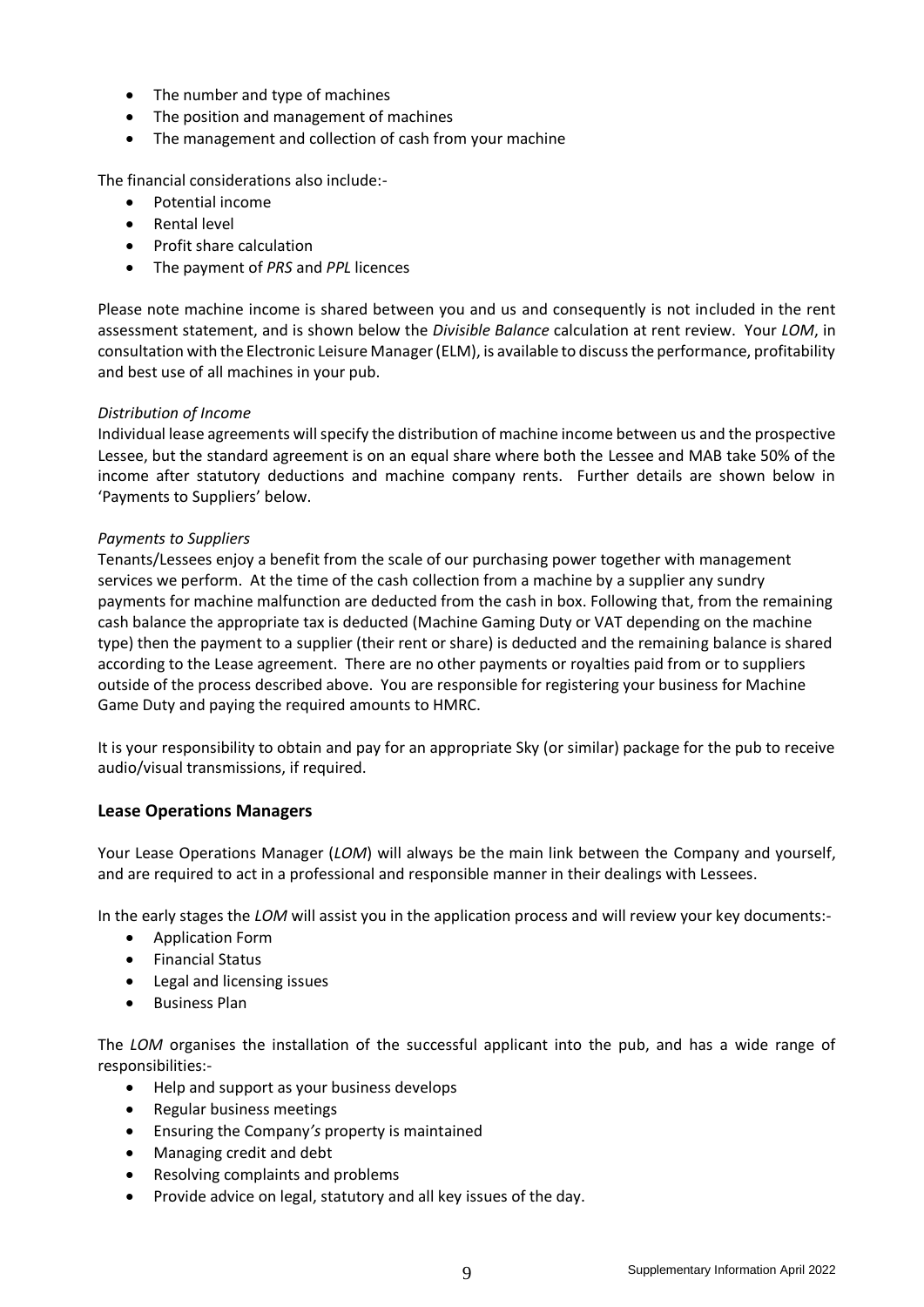- The number and type of machines
- The position and management of machines
- The management and collection of cash from your machine

The financial considerations also include:-

- Potential income
- Rental level
- Profit share calculation
- The payment of *PRS* and *PPL* licences

Please note machine income is shared between you and us and consequently is not included in the rent assessment statement, and is shown below the *Divisible Balance* calculation at rent review. Your *LOM*, in consultation with the Electronic Leisure Manager (ELM), is available to discuss the performance, profitability and best use of all machines in your pub.

*Distribution of Income*

Individual lease agreements will specify the distribution of machine income between us and the prospective Lessee, but the standard agreement is on an equal share where both the Lessee and MAB take 50% of the income after statutory deductions and machine company rents. Further details are shown below in 'Payments to Suppliers' below.

*Payments to Suppliers*

Tenants/Lessees enjoy a benefit from the scale of our purchasing power together with management services we perform. At the time of the cash collection from a machine by a supplier any sundry payments for machine malfunction are deducted from the cash in box. Following that, from the remaining cash balance the appropriate tax is deducted (Machine Gaming Duty or VAT depending on the machine type) then the payment to a supplier (their rent or share) is deducted and the remaining balance is shared according to the Lease agreement. There are no other payments or royalties paid from or to suppliers outside of the process described above. You are responsible for registering your business for Machine Game Duty and paying the required amounts to HMRC.

It is your responsibility to obtain and pay for an appropriate Sky (or similar) package for the pub to receive audio/visual transmissions, if required.

### Lease Operations Managers

Your Lease Operations Manager (*LOM*) will always be the main link between the Company and yourself, and are required to act in a professional and responsible manner in their dealings with Lessees.

In the early stages the *LOM* will assist you in the application process and will review your key documents:-

- Application Form
- Financial Status
- Legal and licensing issues
- Business Plan

The *LOM* organises the installation of the successful applicant into the pub, and has a wide range of responsibilities:-

- Help and support as your business develops
- Regular business meetings
- Ensuring the Company*'s* property is maintained
- Managing credit and debt
- Resolving complaints and problems
- Provide advice on legal, statutory and all key issues of the day.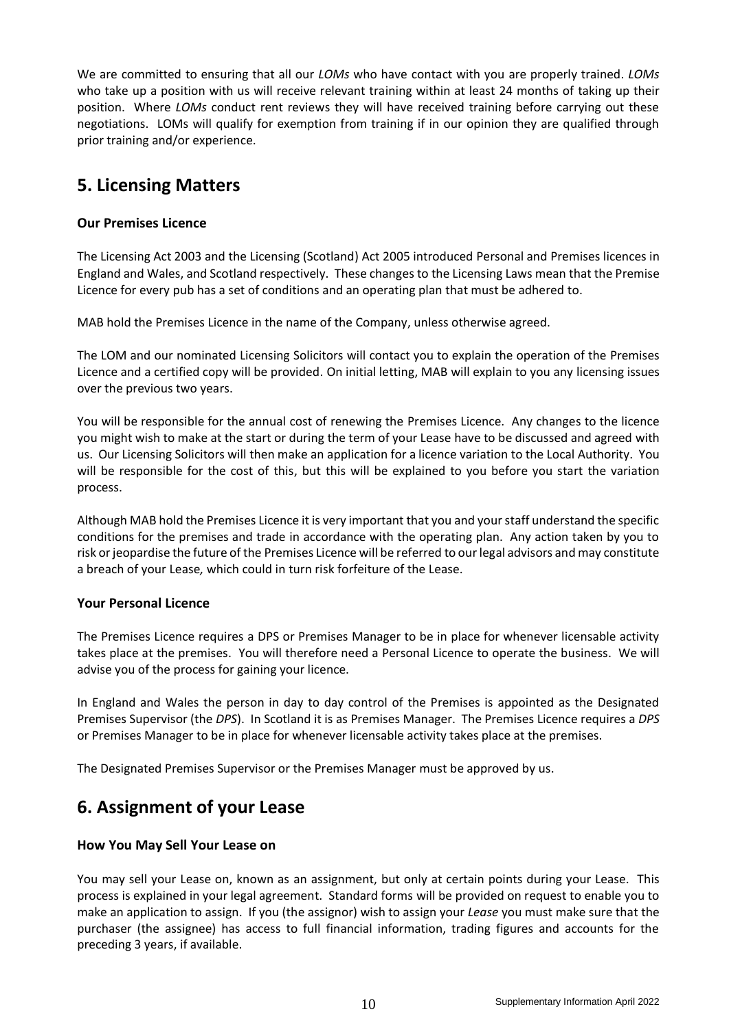We are committed to ensuring that all our *LOMs* who have contact with you are properly trained. *LOMs* who take up a position with us will receive relevant training within at least 24 months of taking up their position. Where *LOMs* conduct rent reviews they will have received training before carrying out these negotiations. LOMs will qualify for exemption from training if in our opinion they are qualified through prior training and/or experience.

## 5. Licensing Matters

### Our Premises Licence

The Licensing Act 2003 and the Licensing (Scotland) Act 2005 introduced Personal and Premises licences in England and Wales, and Scotland respectively. These changes to the Licensing Laws mean that the Premise Licence for every pub has a set of conditions and an operating plan that must be adhered to.

MAB hold the Premises Licence in the name of the Company, unless otherwise agreed.

The LOM and our nominated Licensing Solicitors will contact you to explain the operation of the Premises Licence and a certified copy will be provided. On initial letting, MAB will explain to you any licensing issues over the previous two years.

You will be responsible for the annual cost of renewing the Premises Licence. Any changes to the licence you might wish to make at the start or during the term of your Lease have to be discussed and agreed with us. Our Licensing Solicitors will then make an application for a licence variation to the Local Authority. You will be responsible for the cost of this, but this will be explained to you before you start the variation process.

Although MAB hold the Premises Licence it is very important that you and your staff understand the specific conditions for the premises and trade in accordance with the operating plan. Any action taken by you to risk or jeopardise the future of the Premises Licence will be referred to our legal advisors and may constitute a breach of your Lease*,* which could in turn risk forfeiture of the Lease.

### Your Personal Licence

The Premises Licence requires a DPS or Premises Manager to be in place for whenever licensable activity takes place at the premises. You will therefore need a Personal Licence to operate the business. We will advise you of the process for gaining your licence.

In England and Wales the person in day to day control of the Premises is appointed as the Designated Premises Supervisor (the *DPS*). In Scotland it is as Premises Manager. The Premises Licence requires a *DPS* or Premises Manager to be in place for whenever licensable activity takes place at the premises.

The Designated Premises Supervisor or the Premises Manager must be approved by us.

## 6. Assignment of your Lease

### How You May Sell Your Lease on

You may sell your Lease on, known as an assignment, but only at certain points during your Lease. This process is explained in your legal agreement. Standard forms will be provided on request to enable you to make an application to assign. If you (the assignor) wish to assign your *Lease* you must make sure that the purchaser (the assignee) has access to full financial information, trading figures and accounts for the preceding 3 years, if available.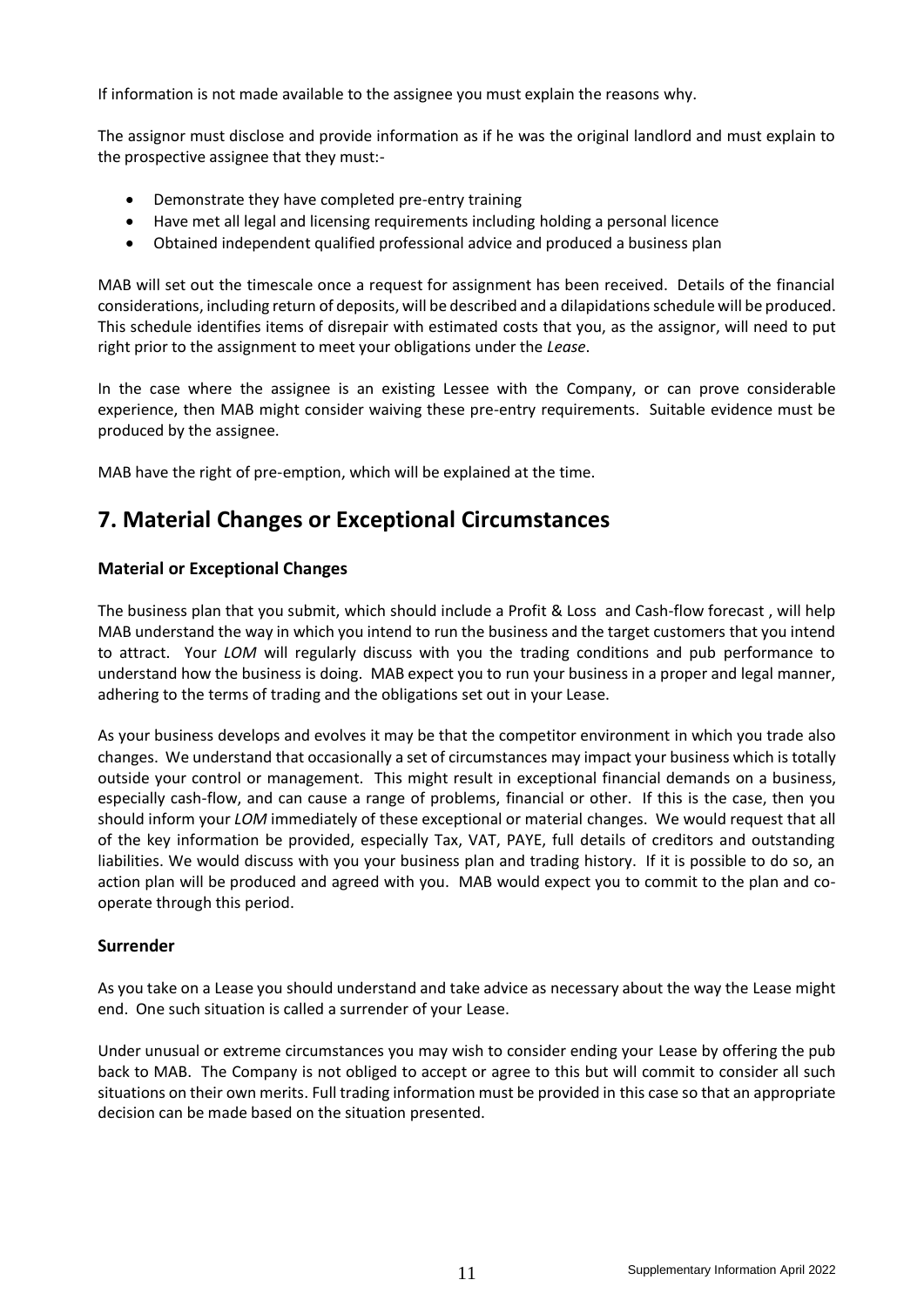If information is not made available to the assignee you must explain the reasons why.

The assignor must disclose and provide information as if he was the original landlord and must explain to the prospective assignee that they must:-

- Demonstrate they have completed pre-entry training
- Have met all legal and licensing requirements including holding a personal licence
- Obtained independent qualified professional advice and produced a business plan

MAB will set out the timescale once a request for assignment has been received. Details of the financial considerations, including return of deposits, will be described and a dilapidations schedule will be produced. This schedule identifies items of disrepair with estimated costs that you, as the assignor, will need to put right prior to the assignment to meet your obligations under the *Lease*.

In the case where the assignee is an existing Lessee with the Company, or can prove considerable experience, then MAB might consider waiving these pre-entry requirements. Suitable evidence must be produced by the assignee.

MAB have the right of pre-emption, which will be explained at the time.

## 7. Material Changes or Exceptional Circumstances

### Material or Exceptional Changes

The business plan that you submit, which should include a Profit & Loss and Cash-flow forecast , will help MAB understand the way in which you intend to run the business and the target customers that you intend to attract. Your *LOM* will regularly discuss with you the trading conditions and pub performance to understand how the business is doing. MAB expect you to run your business in a proper and legal manner, adhering to the terms of trading and the obligations set out in your Lease.

As your business develops and evolves it may be that the competitor environment in which you trade also changes. We understand that occasionally a set of circumstances may impact your business which is totally outside your control or management. This might result in exceptional financial demands on a business, especially cash-flow, and can cause a range of problems, financial or other. If this is the case, then you should inform your *LOM* immediately of these exceptional or material changes. We would request that all of the key information be provided, especially Tax, VAT, PAYE, full details of creditors and outstanding liabilities. We would discuss with you your business plan and trading history. If it is possible to do so, an action plan will be produced and agreed with you. MAB would expect you to commit to the plan and co-operate through this period.

### Surrender

As you take on a Lease you should understand and take advice as necessary about the way the Lease might end. One such situation is called a surrender of your Lease.

Under unusual or extreme circumstances you may wish to consider ending your Lease by offering the pub back to MAB. The Company is not obliged to accept or agree to this but will commit to consider all such situations on their own merits. Full trading information must be provided in this case so that an appropriate decision can be made based on the situation presented.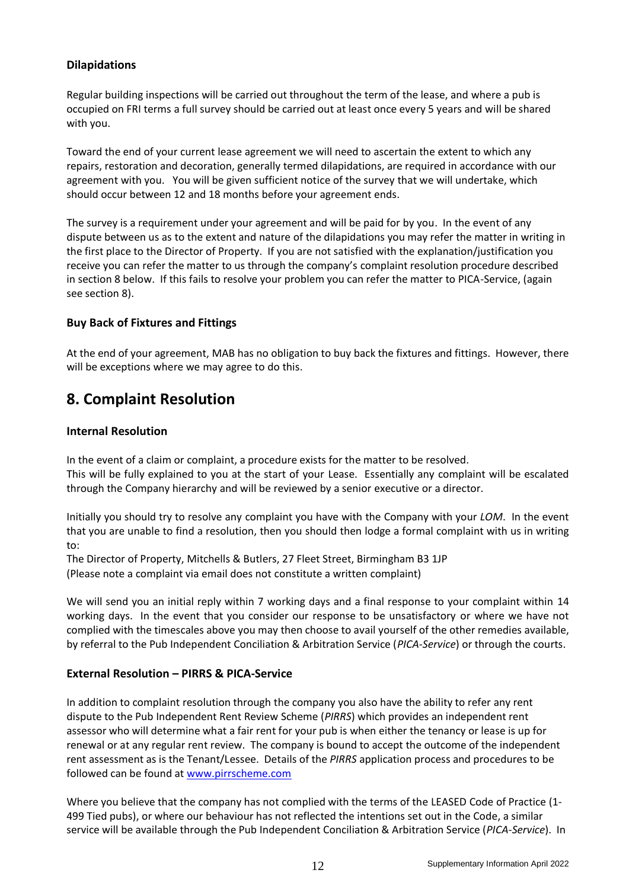### Dilapidations

Regular building inspections will be carried out throughout the term of the lease, and where a pub is occupied on FRI terms a full survey should be carried out at least once every 5 years and will be shared with you.

Toward the end of your current lease agreement we will need to ascertain the extent to which any repairs, restoration and decoration, generally termed dilapidations, are required in accordance with our agreement with you. You will be given sufficient notice of the survey that we will undertake, which should occur between 12 and 18 months before your agreement ends.

The survey is a requirement under your agreement and will be paid for by you. In the event of any dispute between us as to the extent and nature of the dilapidations you may refer the matter in writing in the first place to the Director of Property. If you are not satisfied with the explanation/justification you receive you can refer the matter to us through the company's complaint resolution procedure described in section 8 below. If this fails to resolve your problem you can refer the matter to PICA-Service, (again see section 8).

### Buy Back of Fixtures and Fittings

At the end of your agreement, MAB has no obligation to buy back the fixtures and fittings. However, there will be exceptions where we may agree to do this.

## 8. Complaint Resolution

### Internal Resolution

In the event of a claim or complaint, a procedure exists for the matter to be resolved.
This will be fully explained to you at the start of your Lease. Essentially any complaint will be escalated through the Company hierarchy and will be reviewed by a senior executive or a director.

Initially you should try to resolve any complaint you have with the Company with your *LOM*. In the event that you are unable to find a resolution, then you should then lodge a formal complaint with us in writing to:

The Director of Property, Mitchells & Butlers, 27 Fleet Street, Birmingham B3 1JP
(Please note a complaint via email does not constitute a written complaint)

We will send you an initial reply within 7 working days and a final response to your complaint within 14 working days. In the event that you consider our response to be unsatisfactory or where we have not complied with the timescales above you may then choose to avail yourself of the other remedies available, by referral to the Pub Independent Conciliation & Arbitration Service (*PICA-Service*) or through the courts.

### External Resolution – PIRRS & PICA-Service

In addition to complaint resolution through the company you also have the ability to refer any rent dispute to the Pub Independent Rent Review Scheme (*PIRRS*) which provides an independent rent assessor who will determine what a fair rent for your pub is when either the tenancy or lease is up for renewal or at any regular rent review. The company is bound to accept the outcome of the independent rent assessment as is the Tenant/Lessee. Details of the *PIRRS* application process and procedures to be followed can be found at www.pirrscheme.com

Where you believe that the company has not complied with the terms of the LEASED Code of Practice (1-499 Tied pubs), or where our behaviour has not reflected the intentions set out in the Code, a similar service will be available through the Pub Independent Conciliation & Arbitration Service (*PICA-Service*). In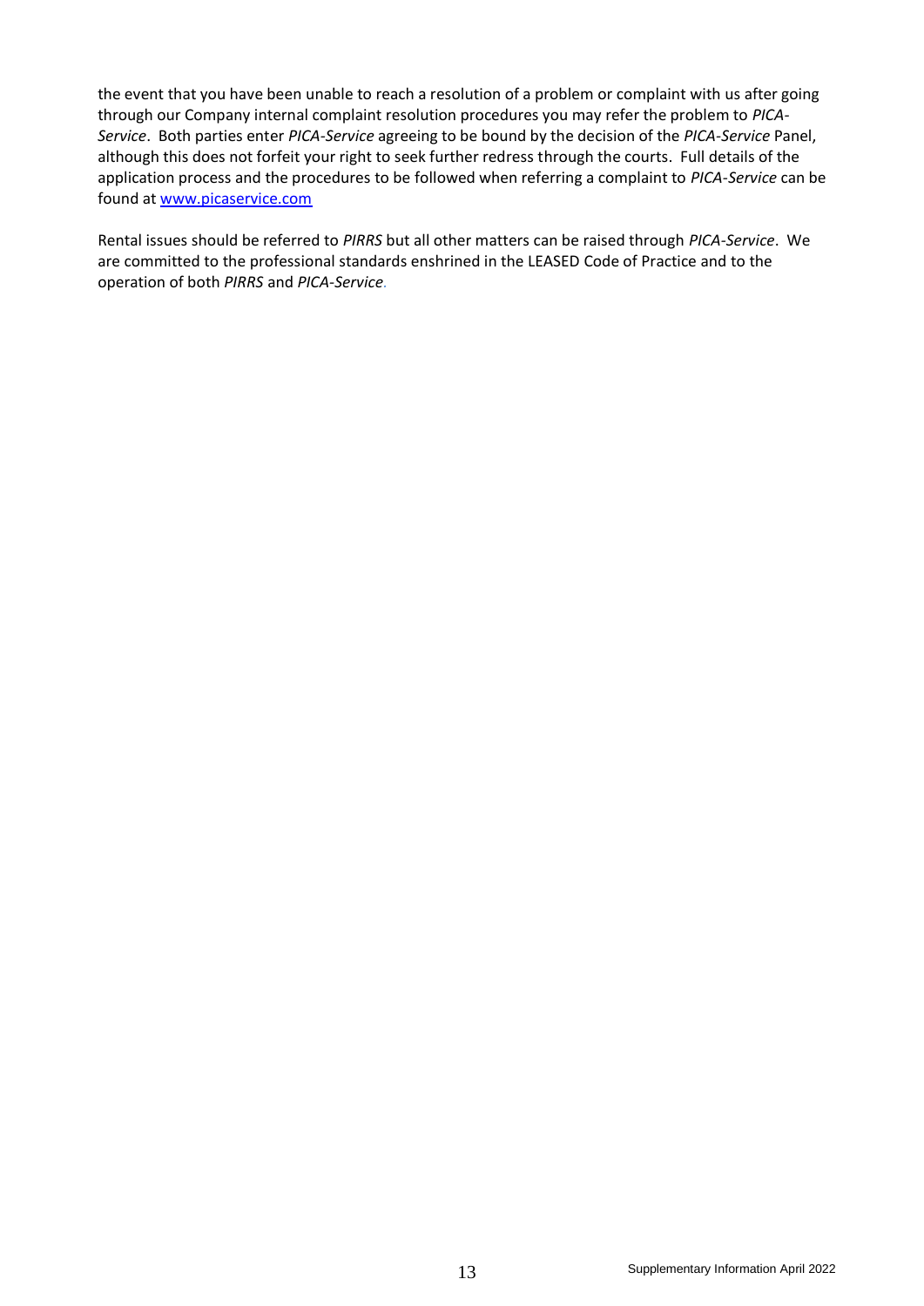the event that you have been unable to reach a resolution of a problem or complaint with us after going through our Company internal complaint resolution procedures you may refer the problem to *PICA-Service*. Both parties enter *PICA-Service* agreeing to be bound by the decision of the *PICA-Service* Panel, although this does not forfeit your right to seek further redress through the courts. Full details of the application process and the procedures to be followed when referring a complaint to *PICA-Service* can be found at [www.picaservice.com](http://www.picaservice.com)

Rental issues should be referred to *PIRRS* but all other matters can be raised through *PICA-Service*. We are committed to the professional standards enshrined in the LEASED Code of Practice and to the operation of both *PIRRS* and *PICA-Service*.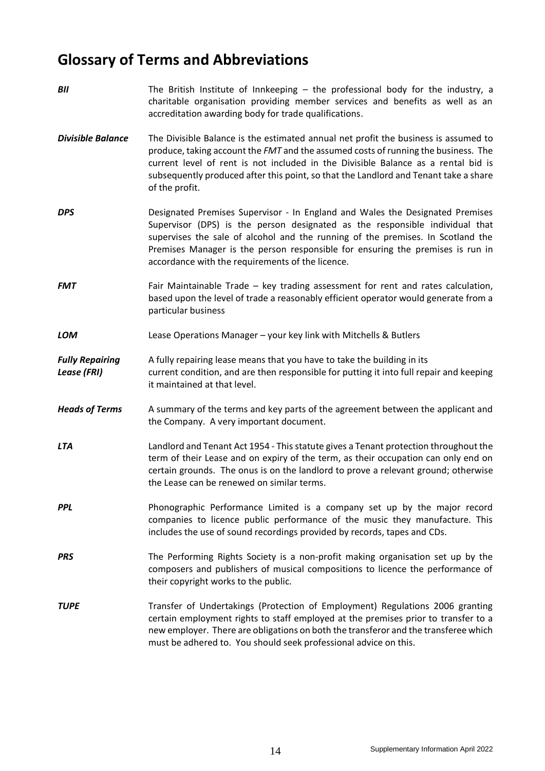# Glossary of Terms and Abbreviations

***BII*** — The British Institute of Innkeeping – the professional body for the industry, a charitable organisation providing member services and benefits as well as an accreditation awarding body for trade qualifications.

***Divisible Balance*** — The Divisible Balance is the estimated annual net profit the business is assumed to produce, taking account the *FMT* and the assumed costs of running the business. The current level of rent is not included in the Divisible Balance as a rental bid is subsequently produced after this point, so that the Landlord and Tenant take a share of the profit.

***DPS*** — Designated Premises Supervisor - In England and Wales the Designated Premises Supervisor (DPS) is the person designated as the responsible individual that supervises the sale of alcohol and the running of the premises. In Scotland the Premises Manager is the person responsible for ensuring the premises is run in accordance with the requirements of the licence.

***FMT*** — Fair Maintainable Trade – key trading assessment for rent and rates calculation, based upon the level of trade a reasonably efficient operator would generate from a particular business

***LOM*** — Lease Operations Manager – your key link with Mitchells & Butlers

***Fully Repairing Lease (FRI)*** — A fully repairing lease means that you have to take the building in its current condition, and are then responsible for putting it into full repair and keeping it maintained at that level.

***Heads of Terms*** — A summary of the terms and key parts of the agreement between the applicant and the Company. A very important document.

***LTA*** — Landlord and Tenant Act 1954 - This statute gives a Tenant protection throughout the term of their Lease and on expiry of the term, as their occupation can only end on certain grounds. The onus is on the landlord to prove a relevant ground; otherwise the Lease can be renewed on similar terms.

***PPL*** — Phonographic Performance Limited is a company set up by the major record companies to licence public performance of the music they manufacture. This includes the use of sound recordings provided by records, tapes and CDs.

***PRS*** — The Performing Rights Society is a non-profit making organisation set up by the composers and publishers of musical compositions to licence the performance of their copyright works to the public.

***TUPE*** — Transfer of Undertakings (Protection of Employment) Regulations 2006 granting certain employment rights to staff employed at the premises prior to transfer to a new employer. There are obligations on both the transferor and the transferee which must be adhered to. You should seek professional advice on this.